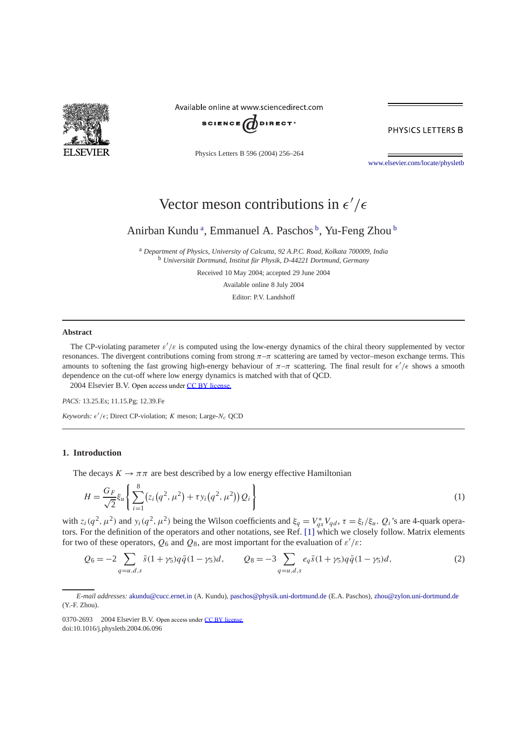# Vector meson contributions in $\epsilon'/\epsilon$

Anirban Kundu [a], Emmanuel A. Paschos [b], Yu-Feng Zhou [b]

[a] *Department of Physics, University of Calcutta, 92 A.P.C. Road, Kolkata 700009, India*
[b] *Universität Dortmund, Institut für Physik, D-44221 Dortmund, Germany*

Received 10 May 2004; accepted 29 June 2004

Available online 8 July 2004

Editor: P.V. Landshoff

## Abstract

The CP-violating parameter $\varepsilon'/\varepsilon$ is computed using the low-energy dynamics of the chiral theory supplemented by vector resonances. The divergent contributions coming from strong $\pi$–$\pi$ scattering are tamed by vector–meson exchange terms. This amounts to softening the fast growing high-energy behaviour of $\pi$–$\pi$ scattering. The final result for $\epsilon'/\epsilon$ shows a smooth dependence on the cut-off where low energy dynamics is matched with that of QCD.

2004 Elsevier B.V. Open access under CC BY license.

*PACS:* 13.25.Es; 11.15.Pg; 12.39.Fe

*Keywords:* $\epsilon'/\epsilon$; Direct CP-violation; $K$ meson; Large-$N_c$ QCD

## 1. Introduction

The decays $K \to \pi\pi$ are best described by a low energy effective Hamiltonian

$$H = \frac{G_F}{\sqrt{2}}\xi_u \left\{ \sum_{i=1}^{8} \left( z_i\left(q^2, \mu^2\right) + \tau y_i\left(q^2, \mu^2\right)\right) Q_i \right\} \tag{1}$$

with $z_i(q^2, \mu^2)$ and $y_i(q^2, \mu^2)$ being the Wilson coefficients and $\xi_q = V_{qs}^* V_{qd}$, $\tau = \xi_t/\xi_u$. $Q_i$'s are 4-quark operators. For the definition of the operators and other notations, see Ref. [1] which we closely follow. Matrix elements for two of these operators, $Q_6$ and $Q_8$, are most important for the evaluation of $\varepsilon'/\varepsilon$:

$$Q_6 = -2 \sum_{q=u,d,s} \bar{s}(1+\gamma_5)q\bar{q}(1-\gamma_5)d, \qquad Q_8 = -3 \sum_{q=u,d,s} e_q \bar{s}(1+\gamma_5)q\bar{q}(1-\gamma_5)d, \tag{2}$$

*E-mail addresses:* akundu@cucc.ernet.in (A. Kundu), paschos@physik.uni-dortmund.de (E.A. Paschos), zhou@zylon.uni-dortmund.de (Y.-F. Zhou).

0370-2693 2004 Elsevier B.V. Open access under CC BY license.
doi:10.1016/j.physletb.2004.06.096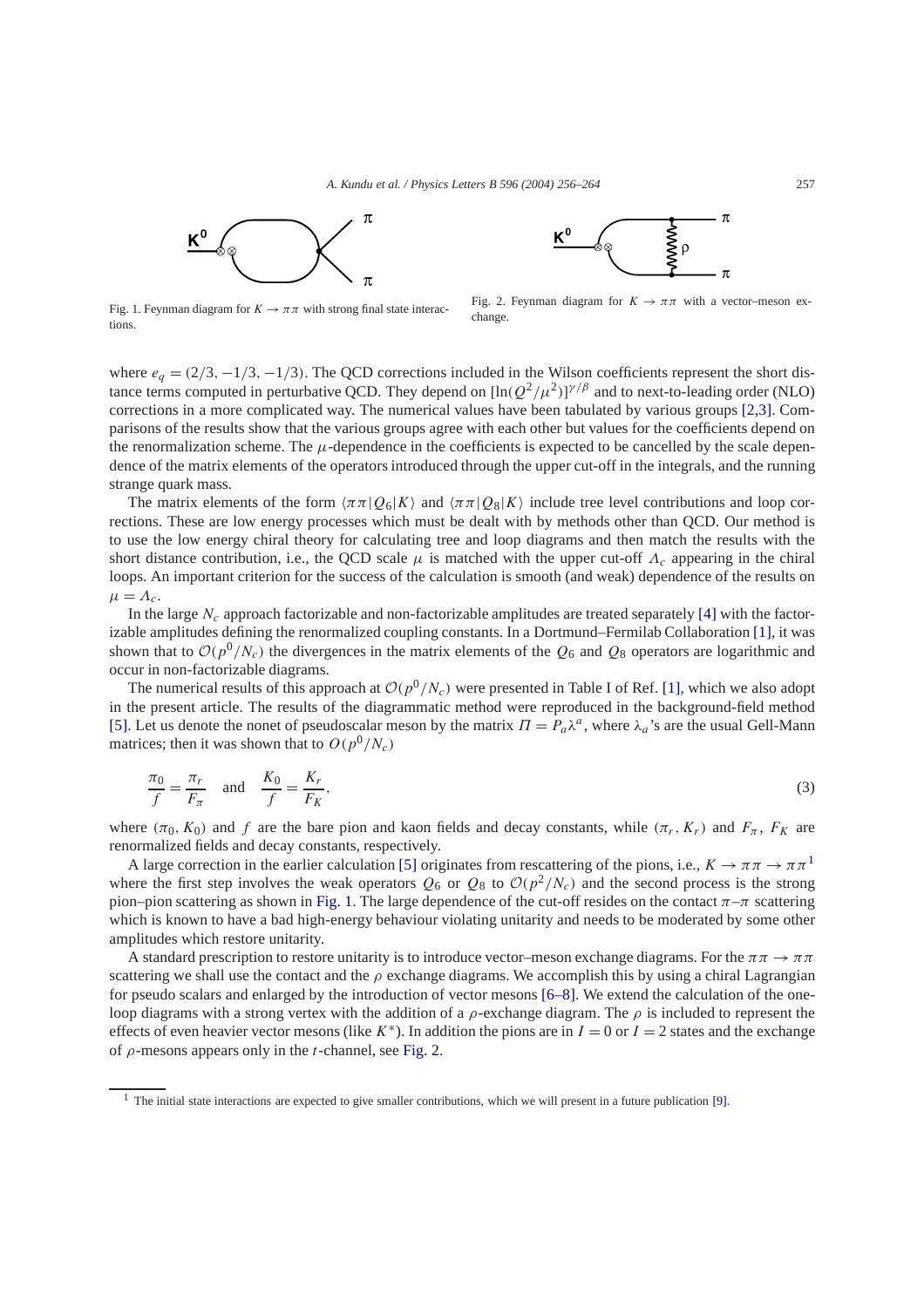Fig. 1. Feynman diagram for $K \to \pi\pi$ with strong final state interactions.

Fig. 2. Feynman diagram for $K \to \pi\pi$ with a vector–meson exchange.

where $e_q = (2/3, -1/3, -1/3)$. The QCD corrections included in the Wilson coefficients represent the short distance terms computed in perturbative QCD. They depend on $[\ln(Q^2/\mu^2)]^{\gamma/\beta}$ and to next-to-leading order (NLO) corrections in a more complicated way. The numerical values have been tabulated by various groups [2,3]. Comparisons of the results show that the various groups agree with each other but values for the coefficients depend on the renormalization scheme. The $\mu$-dependence in the coefficients is expected to be cancelled by the scale dependence of the matrix elements of the operators introduced through the upper cut-off in the integrals, and the running strange quark mass.

The matrix elements of the form $\langle \pi\pi | Q_6 | K \rangle$ and $\langle \pi\pi | Q_8 | K \rangle$ include tree level contributions and loop corrections. These are low energy processes which must be dealt with by methods other than QCD. Our method is to use the low energy chiral theory for calculating tree and loop diagrams and then match the results with the short distance contribution, i.e., the QCD scale $\mu$ is matched with the upper cut-off $\Lambda_c$ appearing in the chiral loops. An important criterion for the success of the calculation is smooth (and weak) dependence of the results on $\mu = \Lambda_c$.

In the large $N_c$ approach factorizable and non-factorizable amplitudes are treated separately [4] with the factorizable amplitudes defining the renormalized coupling constants. In a Dortmund–Fermilab Collaboration [1], it was shown that to $\mathcal{O}(p^0/N_c)$ the divergences in the matrix elements of the $Q_6$ and $Q_8$ operators are logarithmic and occur in non-factorizable diagrams.

The numerical results of this approach at $\mathcal{O}(p^0/N_c)$ were presented in Table I of Ref. [1], which we also adopt in the present article. The results of the diagrammatic method were reproduced in the background-field method [5]. Let us denote the nonet of pseudoscalar meson by the matrix $\Pi = P_a \lambda^a$, where $\lambda_a$'s are the usual Gell-Mann matrices; then it was shown that to $O(p^0/N_c)$

$$\frac{\pi_0}{f} = \frac{\pi_r}{F_\pi} \quad \text{and} \quad \frac{K_0}{f} = \frac{K_r}{F_K}, \tag{3}$$

where $(\pi_0, K_0)$ and $f$ are the bare pion and kaon fields and decay constants, while $(\pi_r, K_r)$ and $F_\pi$, $F_K$ are renormalized fields and decay constants, respectively.

A large correction in the earlier calculation [5] originates from rescattering of the pions, i.e., $K \to \pi\pi \to \pi\pi$ [1] where the first step involves the weak operators $Q_6$ or $Q_8$ to $\mathcal{O}(p^2/N_c)$ and the second process is the strong pion–pion scattering as shown in Fig. 1. The large dependence of the cut-off resides on the contact $\pi$–$\pi$ scattering which is known to have a bad high-energy behaviour violating unitarity and needs to be moderated by some other amplitudes which restore unitarity.

A standard prescription to restore unitarity is to introduce vector–meson exchange diagrams. For the $\pi\pi \to \pi\pi$ scattering we shall use the contact and the $\rho$ exchange diagrams. We accomplish this by using a chiral Lagrangian for pseudo scalars and enlarged by the introduction of vector mesons [6–8]. We extend the calculation of the one-loop diagrams with a strong vertex with the addition of a $\rho$-exchange diagram. The $\rho$ is included to represent the effects of even heavier vector mesons (like $K^*$). In addition the pions are in $I = 0$ or $I = 2$ states and the exchange of $\rho$-mesons appears only in the $t$-channel, see Fig. 2.

[1] The initial state interactions are expected to give smaller contributions, which we will present in a future publication [9].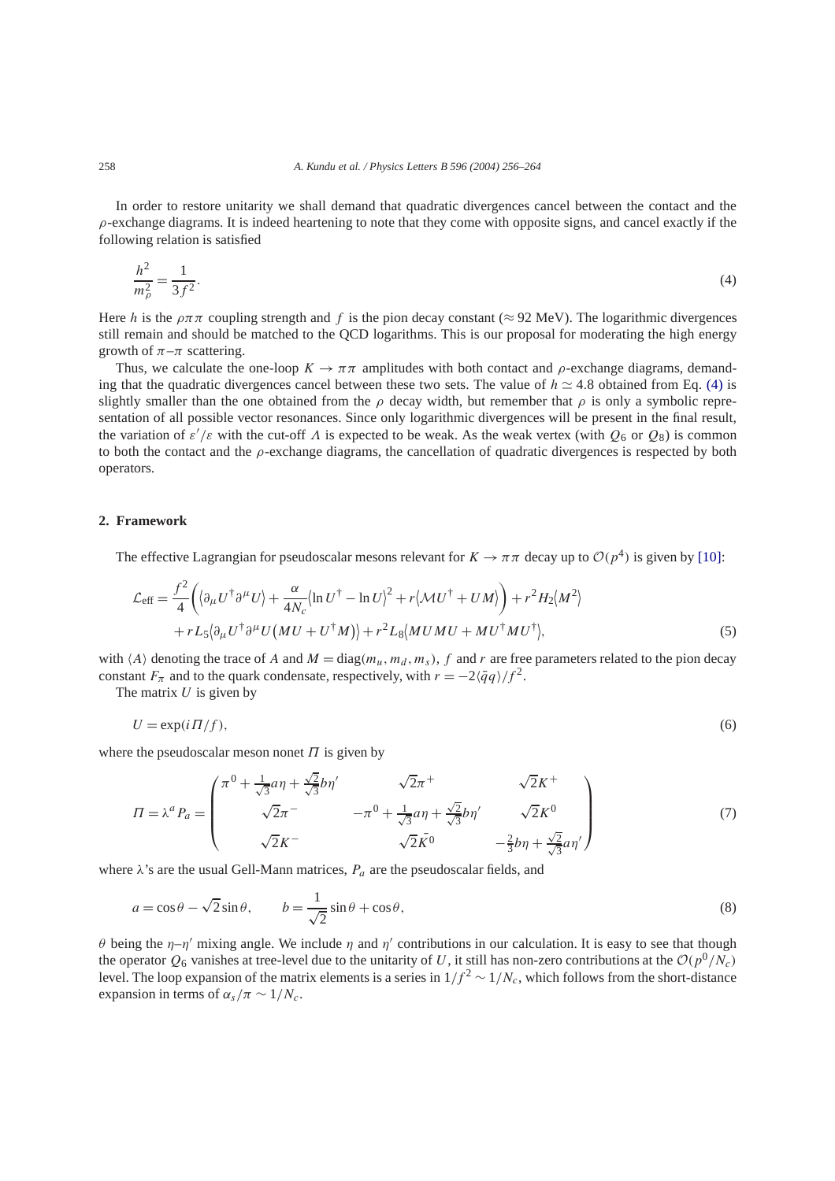In order to restore unitarity we shall demand that quadratic divergences cancel between the contact and the $\rho$-exchange diagrams. It is indeed heartening to note that they come with opposite signs, and cancel exactly if the following relation is satisfied

$$\frac{h^2}{m_\rho^2} = \frac{1}{3f^2}. \tag{4}$$

Here $h$ is the $\rho\pi\pi$ coupling strength and $f$ is the pion decay constant ($\approx 92$ MeV). The logarithmic divergences still remain and should be matched to the QCD logarithms. This is our proposal for moderating the high energy growth of $\pi$–$\pi$ scattering.

Thus, we calculate the one-loop $K \to \pi\pi$ amplitudes with both contact and $\rho$-exchange diagrams, demanding that the quadratic divergences cancel between these two sets. The value of $h \simeq 4.8$ obtained from Eq. (4) is slightly smaller than the one obtained from the $\rho$ decay width, but remember that $\rho$ is only a symbolic representation of all possible vector resonances. Since only logarithmic divergences will be present in the final result, the variation of $\varepsilon'/\varepsilon$ with the cut-off $\Lambda$ is expected to be weak. As the weak vertex (with $Q_6$ or $Q_8$) is common to both the contact and the $\rho$-exchange diagrams, the cancellation of quadratic divergences is respected by both operators.

## 2. Framework

The effective Lagrangian for pseudoscalar mesons relevant for $K \to \pi\pi$ decay up to $\mathcal{O}(p^4)$ is given by [10]:

$$\begin{aligned}
\mathcal{L}_{\text{eff}} = {} & \frac{f^2}{4}\left( \langle \partial_\mu U^\dagger \partial^\mu U \rangle + \frac{\alpha}{4N_c} \langle \ln U^\dagger - \ln U \rangle^2 + r \langle \mathcal{M} U^\dagger + U M \rangle \right) + r^2 H_2 \langle M^2 \rangle \\
& + r L_5 \langle \partial_\mu U^\dagger \partial^\mu U \left( M U + U^\dagger M \right) \rangle + r^2 L_8 \langle M U M U + M U^\dagger M U^\dagger \rangle,
\end{aligned} \tag{5}$$

with $\langle A \rangle$ denoting the trace of $A$ and $M = \text{diag}(m_u, m_d, m_s)$, $f$ and $r$ are free parameters related to the pion decay constant $F_\pi$ and to the quark condensate, respectively, with $r = -2\langle \bar{q}q \rangle / f^2$.

The matrix $U$ is given by

$$U = \exp(i\Pi/f), \tag{6}$$

where the pseudoscalar meson nonet $\Pi$ is given by

$$\Pi = \lambda^a P_a = \begin{pmatrix} \pi^0 + \frac{1}{\sqrt{3}} a\eta + \frac{\sqrt{2}}{\sqrt{3}} b\eta' & \sqrt{2}\pi^+ & \sqrt{2}K^+ \\ \sqrt{2}\pi^- & -\pi^0 + \frac{1}{\sqrt{3}} a\eta + \frac{\sqrt{2}}{\sqrt{3}} b\eta' & \sqrt{2}K^0 \\ \sqrt{2}K^- & \sqrt{2}\bar{K^0} & -\frac{2}{3} b\eta + \frac{\sqrt{2}}{\sqrt{3}} a\eta' \end{pmatrix} \tag{7}$$

where $\lambda$'s are the usual Gell-Mann matrices, $P_a$ are the pseudoscalar fields, and

$$a = \cos\theta - \sqrt{2}\sin\theta, \qquad b = \frac{1}{\sqrt{2}}\sin\theta + \cos\theta, \tag{8}$$

$\theta$ being the $\eta$–$\eta'$ mixing angle. We include $\eta$ and $\eta'$ contributions in our calculation. It is easy to see that though the operator $Q_6$ vanishes at tree-level due to the unitarity of $U$, it still has non-zero contributions at the $\mathcal{O}(p^0/N_c)$ level. The loop expansion of the matrix elements is a series in $1/f^2 \sim 1/N_c$, which follows from the short-distance expansion in terms of $\alpha_s/\pi \sim 1/N_c$.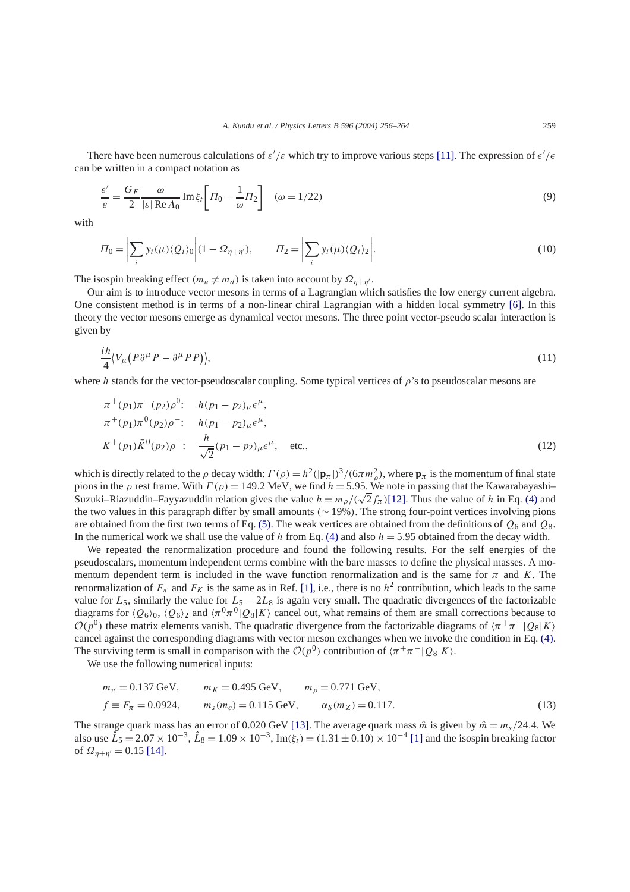There have been numerous calculations of $\varepsilon'/\varepsilon$ which try to improve various steps [11]. The expression of $\epsilon'/\epsilon$ can be written in a compact notation as

$$\frac{\varepsilon'}{\varepsilon} = \frac{G_F}{2} \frac{\omega}{|\varepsilon| \operatorname{Re} A_0} \operatorname{Im} \xi_t \left[ \Pi_0 - \frac{1}{\omega} \Pi_2 \right] \quad (\omega = 1/22) \tag{9}$$

with

$$\Pi_0 = \left| \sum_i y_i(\mu) \langle Q_i \rangle_0 \right| (1 - \Omega_{\eta+\eta'}), \qquad \Pi_2 = \left| \sum_i y_i(\mu) \langle Q_i \rangle_2 \right|. \tag{10}$$

The isospin breaking effect ($m_u \neq m_d$) is taken into account by $\Omega_{\eta+\eta'}$.

Our aim is to introduce vector mesons in terms of a Lagrangian which satisfies the low energy current algebra. One consistent method is in terms of a non-linear chiral Lagrangian with a hidden local symmetry [6]. In this theory the vector mesons emerge as dynamical vector mesons. The three point vector-pseudo scalar interaction is given by

$$\frac{ih}{4} \langle V_\mu \left( P \partial^\mu P - \partial^\mu P P \right) \rangle, \tag{11}$$

where $h$ stands for the vector-pseudoscalar coupling. Some typical vertices of $\rho$'s to pseudoscalar mesons are

$$\begin{aligned}
&\pi^+(p_1)\pi^-(p_2)\rho^0: \quad h(p_1 - p_2)_\mu \epsilon^\mu, \\
&\pi^+(p_1)\pi^0(p_2)\rho^-: \quad h(p_1 - p_2)_\mu \epsilon^\mu, \\
&K^+(p_1)\bar{K}^0(p_2)\rho^-: \quad \frac{h}{\sqrt{2}}(p_1 - p_2)_\mu \epsilon^\mu, \quad \text{etc.,}
\end{aligned} \tag{12}$$

which is directly related to the $\rho$ decay width: $\Gamma(\rho) = h^2(|\mathbf{p}_\pi|)^3/(6\pi m_\rho^2)$, where $\mathbf{p}_\pi$ is the momentum of final state pions in the $\rho$ rest frame. With $\Gamma(\rho) = 149.2$ MeV, we find $h = 5.95$. We note in passing that the Kawarabayashi–Suzuki–Riazuddin–Fayyazuddin relation gives the value $h = m_\rho/(\sqrt{2} f_\pi)$ [12]. Thus the value of $h$ in Eq. (4) and the two values in this paragraph differ by small amounts ($\sim 19\%$). The strong four-point vertices involving pions are obtained from the first two terms of Eq. (5). The weak vertices are obtained from the definitions of $Q_6$ and $Q_8$. In the numerical work we shall use the value of $h$ from Eq. (4) and also $h = 5.95$ obtained from the decay width.

We repeated the renormalization procedure and found the following results. For the self energies of the pseudoscalars, momentum independent terms combine with the bare masses to define the physical masses. A momentum dependent term is included in the wave function renormalization and is the same for $\pi$ and $K$. The renormalization of $F_\pi$ and $F_K$ is the same as in Ref. [1], i.e., there is no $h^2$ contribution, which leads to the same value for $L_5$, similarly the value for $L_5 - 2L_8$ is again very small. The quadratic divergences of the factorizable diagrams for $\langle Q_6 \rangle_0$, $\langle Q_6 \rangle_2$ and $\langle \pi^0\pi^0 | Q_8 | K \rangle$ cancel out, what remains of them are small corrections because to $\mathcal{O}(p^0)$ these matrix elements vanish. The quadratic divergence from the factorizable diagrams of $\langle \pi^+\pi^- | Q_8 | K \rangle$ cancel against the corresponding diagrams with vector meson exchanges when we invoke the condition in Eq. (4). The surviving term is small in comparison with the $\mathcal{O}(p^0)$ contribution of $\langle \pi^+\pi^- | Q_8 | K \rangle$.

We use the following numerical inputs:

$$\begin{aligned}
&m_\pi = 0.137 \text{ GeV}, \qquad m_K = 0.495 \text{ GeV}, \qquad m_\rho = 0.771 \text{ GeV}, \\
&f \equiv F_\pi = 0.0924, \qquad m_s(m_c) = 0.115 \text{ GeV}, \qquad \alpha_S(m_Z) = 0.117.
\end{aligned} \tag{13}$$

The strange quark mass has an error of 0.020 GeV [13]. The average quark mass $\hat{m}$ is given by $\hat{m} = m_s/24.4$. We also use $\hat{L}_5 = 2.07 \times 10^{-3}$, $\hat{L}_8 = 1.09 \times 10^{-3}$, $\operatorname{Im}(\xi_t) = (1.31 \pm 0.10) \times 10^{-4}$ [1] and the isospin breaking factor of $\Omega_{\eta+\eta'} = 0.15$ [14].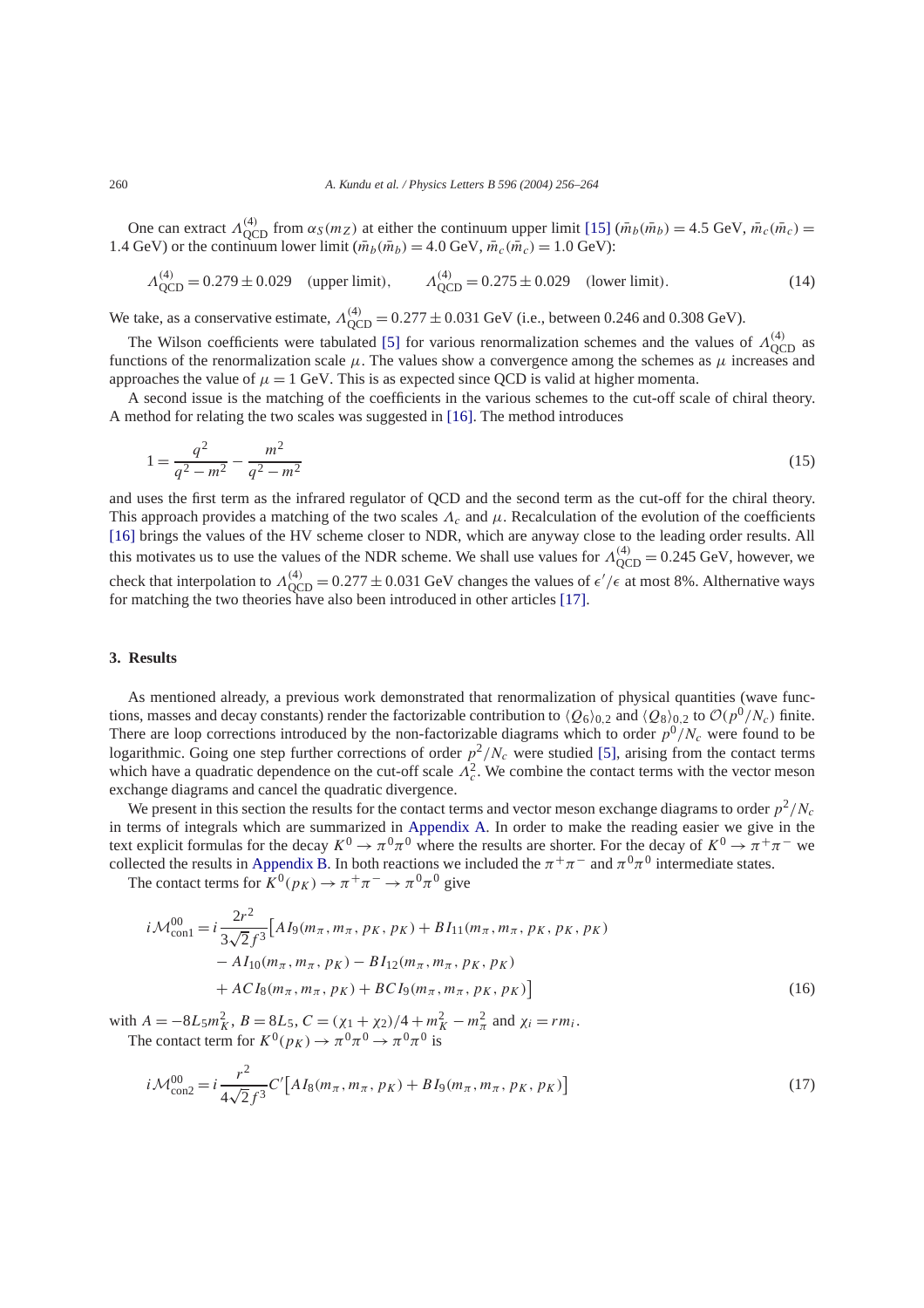One can extract $\Lambda^{(4)}_{\text{QCD}}$ from $\alpha_S(m_Z)$ at either the continuum upper limit [15] ($\bar{m}_b(\bar{m}_b) = 4.5$ GeV, $\bar{m}_c(\bar{m}_c) = 1.4$ GeV) or the continuum lower limit ($\bar{m}_b(\bar{m}_b) = 4.0$ GeV, $\bar{m}_c(\bar{m}_c) = 1.0$ GeV):

$$\Lambda^{(4)}_{\text{QCD}} = 0.279 \pm 0.029 \quad \text{(upper limit)}, \qquad \Lambda^{(4)}_{\text{QCD}} = 0.275 \pm 0.029 \quad \text{(lower limit)}. \tag{14}$$

We take, as a conservative estimate, $\Lambda^{(4)}_{\text{QCD}} = 0.277 \pm 0.031$ GeV (i.e., between 0.246 and 0.308 GeV).

The Wilson coefficients were tabulated [5] for various renormalization schemes and the values of $\Lambda^{(4)}_{\text{QCD}}$ as functions of the renormalization scale $\mu$. The values show a convergence among the schemes as $\mu$ increases and approaches the value of $\mu = 1$ GeV. This is as expected since QCD is valid at higher momenta.

A second issue is the matching of the coefficients in the various schemes to the cut-off scale of chiral theory. A method for relating the two scales was suggested in [16]. The method introduces

$$1 = \frac{q^2}{q^2 - m^2} - \frac{m^2}{q^2 - m^2} \tag{15}$$

and uses the first term as the infrared regulator of QCD and the second term as the cut-off for the chiral theory. This approach provides a matching of the two scales $\Lambda_c$ and $\mu$. Recalculation of the evolution of the coefficients [16] brings the values of the HV scheme closer to NDR, which are anyway close to the leading order results. All this motivates us to use the values of the NDR scheme. We shall use values for $\Lambda^{(4)}_{\text{QCD}} = 0.245$ GeV, however, we check that interpolation to $\Lambda^{(4)}_{\text{QCD}} = 0.277 \pm 0.031$ GeV changes the values of $\epsilon'/\epsilon$ at most 8%. Althernative ways for matching the two theories have also been introduced in other articles [17].

## 3. Results

As mentioned already, a previous work demonstrated that renormalization of physical quantities (wave functions, masses and decay constants) render the factorizable contribution to $\langle Q_6\rangle_{0,2}$ and $\langle Q_8\rangle_{0,2}$ to $\mathcal{O}(p^0/N_c)$ finite. There are loop corrections introduced by the non-factorizable diagrams which to order $p^0/N_c$ were found to be logarithmic. Going one step further corrections of order $p^2/N_c$ were studied [5], arising from the contact terms which have a quadratic dependence on the cut-off scale $\Lambda_c^2$. We combine the contact terms with the vector meson exchange diagrams and cancel the quadratic divergence.

We present in this section the results for the contact terms and vector meson exchange diagrams to order $p^2/N_c$ in terms of integrals which are summarized in Appendix A. In order to make the reading easier we give in the text explicit formulas for the decay $K^0 \to \pi^0\pi^0$ where the results are shorter. For the decay of $K^0 \to \pi^+\pi^-$ we collected the results in Appendix B. In both reactions we included the $\pi^+\pi^-$ and $\pi^0\pi^0$ intermediate states.

The contact terms for $K^0(p_K) \to \pi^+\pi^- \to \pi^0\pi^0$ give

$$\begin{aligned}
i\mathcal{M}^{00}_{\text{con1}} = i\frac{2r^2}{3\sqrt{2}f^3}\big[&AI_9(m_\pi, m_\pi, p_K, p_K) + BI_{11}(m_\pi, m_\pi, p_K, p_K, p_K) \\
&- AI_{10}(m_\pi, m_\pi, p_K) - BI_{12}(m_\pi, m_\pi, p_K, p_K) \\
&+ ACI_8(m_\pi, m_\pi, p_K) + BCI_9(m_\pi, m_\pi, p_K, p_K)\big]
\end{aligned} \tag{16}$$

with $A = -8L_5 m_K^2$, $B = 8L_5$, $C = (\chi_1 + \chi_2)/4 + m_K^2 - m_\pi^2$ and $\chi_i = r m_i$.

The contact term for $K^0(p_K) \to \pi^0\pi^0 \to \pi^0\pi^0$ is

$$i\mathcal{M}^{00}_{\text{con2}} = i\frac{r^2}{4\sqrt{2}f^3}C'\big[AI_8(m_\pi, m_\pi, p_K) + BI_9(m_\pi, m_\pi, p_K, p_K)\big] \tag{17}$$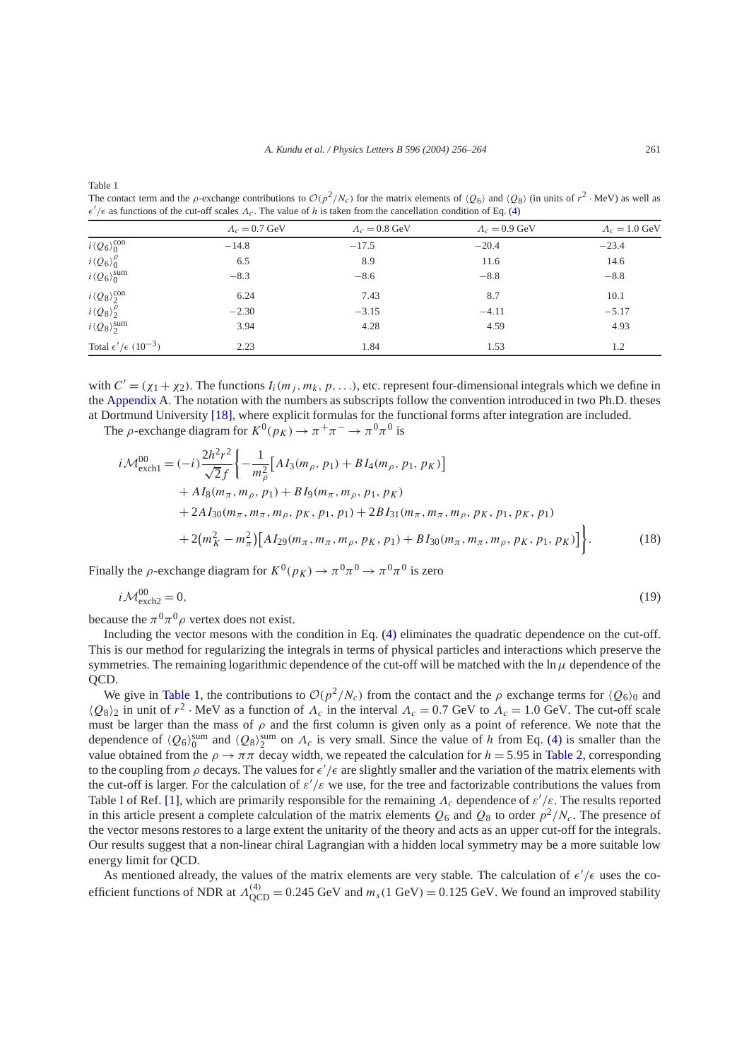Table 1

The contact term and the $\rho$-exchange contributions to $\mathcal{O}(p^2/N_c)$ for the matrix elements of $\langle Q_6\rangle$ and $\langle Q_8\rangle$ (in units of $r^2 \cdot$ MeV) as well as $\epsilon'/\epsilon$ as functions of the cut-off scales $\Lambda_c$. The value of $h$ is taken from the cancellation condition of Eq. (4)

| | $\Lambda_c = 0.7$ GeV | $\Lambda_c = 0.8$ GeV | $\Lambda_c = 0.9$ GeV | $\Lambda_c = 1.0$ GeV |
|---|---|---|---|---|
| $i\langle Q_6\rangle_0^{\text{con}}$ | $-14.8$ | $-17.5$ | $-20.4$ | $-23.4$ |
| $i\langle Q_6\rangle_0^{\rho}$ | 6.5 | 8.9 | 11.6 | 14.6 |
| $i\langle Q_6\rangle_0^{\text{sum}}$ | $-8.3$ | $-8.6$ | $-8.8$ | $-8.8$ |
| $i\langle Q_8\rangle_2^{\text{con}}$ | 6.24 | 7.43 | 8.7 | 10.1 |
| $i\langle Q_8\rangle_2^{\rho}$ | $-2.30$ | $-3.15$ | $-4.11$ | $-5.17$ |
| $i\langle Q_8\rangle_2^{\text{sum}}$ | 3.94 | 4.28 | 4.59 | 4.93 |
| Total $\epsilon'/\epsilon$ $(10^{-3})$ | 2.23 | 1.84 | 1.53 | 1.2 |

with $C' = (\chi_1 + \chi_2)$. The functions $I_i(m_j, m_k, p, \ldots)$, etc. represent four-dimensional integrals which we define in the Appendix A. The notation with the numbers as subscripts follow the convention introduced in two Ph.D. theses at Dortmund University [18], where explicit formulas for the functional forms after integration are included.

The $\rho$-exchange diagram for $K^0(p_K) \to \pi^+\pi^- \to \pi^0\pi^0$ is

$$
\begin{aligned}
i\mathcal{M}^{00}_{\text{exch1}} = (-i)\frac{2h^2r^2}{\sqrt{2}f}\bigg\{ & -\frac{1}{m_\rho^2}\big[AI_3(m_\rho, p_1) + BI_4(m_\rho, p_1, p_K)\big] \\
& + AI_8(m_\pi, m_\rho, p_1) + BI_9(m_\pi, m_\rho, p_1, p_K) \\
& + 2AI_{30}(m_\pi, m_\pi, m_\rho, p_K, p_1, p_1) + 2BI_{31}(m_\pi, m_\pi, m_\rho, p_K, p_1, p_K, p_1) \\
& + 2\big(m_K^2 - m_\pi^2\big)\big[AI_{29}(m_\pi, m_\pi, m_\rho, p_K, p_1) + BI_{30}(m_\pi, m_\pi, m_\rho, p_K, p_1, p_K)\big]\bigg\}. \qquad (18)
\end{aligned}
$$

Finally the $\rho$-exchange diagram for $K^0(p_K) \to \pi^0\pi^0 \to \pi^0\pi^0$ is zero

$$
i\mathcal{M}^{00}_{\text{exch2}} = 0, \qquad (19)
$$

because the $\pi^0\pi^0\rho$ vertex does not exist.

Including the vector mesons with the condition in Eq. (4) eliminates the quadratic dependence on the cut-off. This is our method for regularizing the integrals in terms of physical particles and interactions which preserve the symmetries. The remaining logarithmic dependence of the cut-off will be matched with the $\ln\mu$ dependence of the QCD.

We give in Table 1, the contributions to $\mathcal{O}(p^2/N_c)$ from the contact and the $\rho$ exchange terms for $\langle Q_6\rangle_0$ and $\langle Q_8\rangle_2$ in unit of $r^2 \cdot$ MeV as a function of $\Lambda_c$ in the interval $\Lambda_c = 0.7$ GeV to $\Lambda_c = 1.0$ GeV. The cut-off scale must be larger than the mass of $\rho$ and the first column is given only as a point of reference. We note that the dependence of $\langle Q_6\rangle_0^{\text{sum}}$ and $\langle Q_8\rangle_2^{\text{sum}}$ on $\Lambda_c$ is very small. Since the value of $h$ from Eq. (4) is smaller than the value obtained from the $\rho \to \pi\pi$ decay width, we repeated the calculation for $h = 5.95$ in Table 2, corresponding to the coupling from $\rho$ decays. The values for $\epsilon'/\epsilon$ are slightly smaller and the variation of the matrix elements with the cut-off is larger. For the calculation of $\varepsilon'/\varepsilon$ we use, for the tree and factorizable contributions the values from Table I of Ref. [1], which are primarily responsible for the remaining $\Lambda_c$ dependence of $\varepsilon'/\varepsilon$. The results reported in this article present a complete calculation of the matrix elements $Q_6$ and $Q_8$ to order $p^2/N_c$. The presence of the vector mesons restores to a large extent the unitarity of the theory and acts as an upper cut-off for the integrals. Our results suggest that a non-linear chiral Lagrangian with a hidden local symmetry may be a more suitable low energy limit for QCD.

As mentioned already, the values of the matrix elements are very stable. The calculation of $\epsilon'/\epsilon$ uses the coefficient functions of NDR at $\Lambda^{(4)}_{\text{QCD}} = 0.245$ GeV and $m_s(1 \text{ GeV}) = 0.125$ GeV. We found an improved stability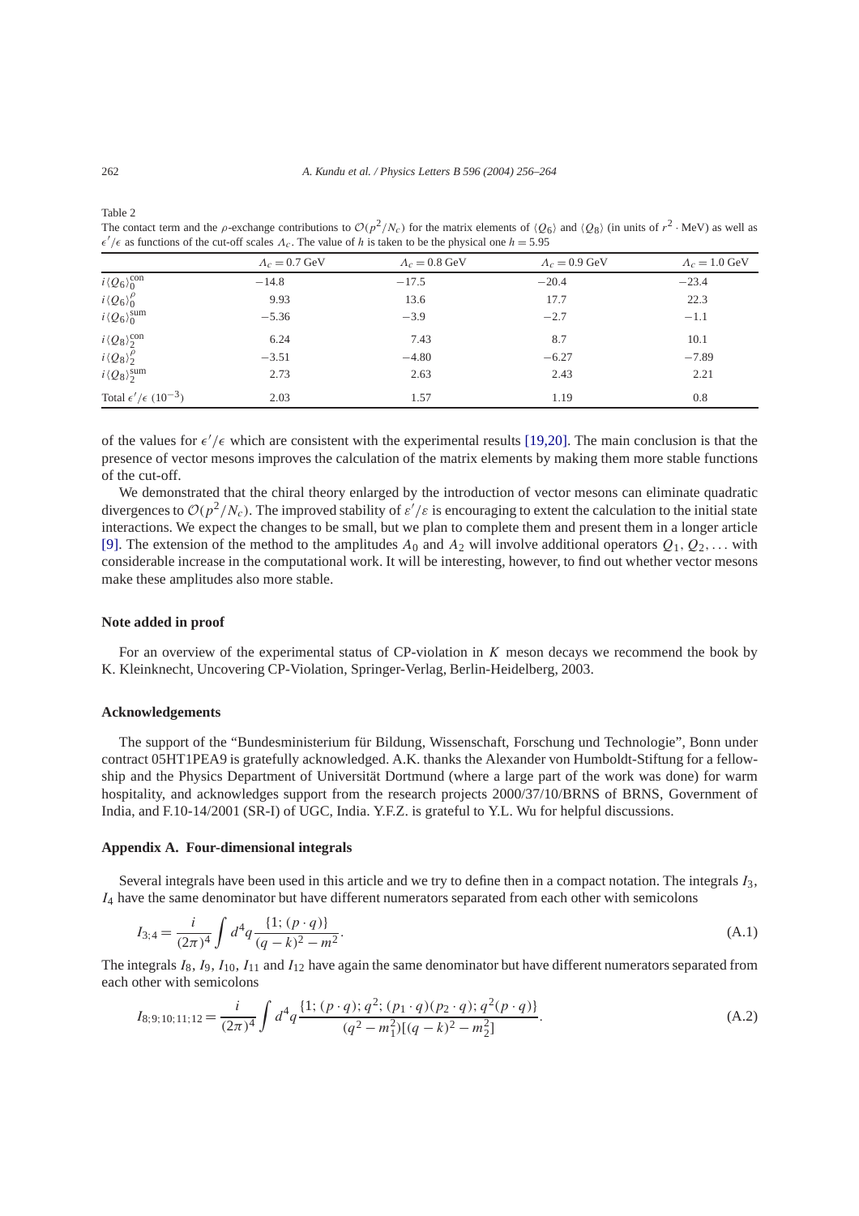Table 2
The contact term and the $\rho$-exchange contributions to $\mathcal{O}(p^2/N_c)$ for the matrix elements of $\langle Q_6\rangle$ and $\langle Q_8\rangle$ (in units of $r^2 \cdot$ MeV) as well as $\epsilon'/\epsilon$ as functions of the cut-off scales $\Lambda_c$. The value of $h$ is taken to be the physical one $h = 5.95$

| | $\Lambda_c = 0.7$ GeV | $\Lambda_c = 0.8$ GeV | $\Lambda_c = 0.9$ GeV | $\Lambda_c = 1.0$ GeV |
|---|---|---|---|---|
| $i\langle Q_6\rangle_0^{\text{con}}$ | $-14.8$ | $-17.5$ | $-20.4$ | $-23.4$ |
| $i\langle Q_6\rangle_0^{\rho}$ | 9.93 | 13.6 | 17.7 | 22.3 |
| $i\langle Q_6\rangle_0^{\text{sum}}$ | $-5.36$ | $-3.9$ | $-2.7$ | $-1.1$ |
| $i\langle Q_8\rangle_2^{\text{con}}$ | 6.24 | 7.43 | 8.7 | 10.1 |
| $i\langle Q_8\rangle_2^{\rho}$ | $-3.51$ | $-4.80$ | $-6.27$ | $-7.89$ |
| $i\langle Q_8\rangle_2^{\text{sum}}$ | 2.73 | 2.63 | 2.43 | 2.21 |
| Total $\epsilon'/\epsilon$ $(10^{-3})$ | 2.03 | 1.57 | 1.19 | 0.8 |

of the values for $\epsilon'/\epsilon$ which are consistent with the experimental results [19,20]. The main conclusion is that the presence of vector mesons improves the calculation of the matrix elements by making them more stable functions of the cut-off.

We demonstrated that the chiral theory enlarged by the introduction of vector mesons can eliminate quadratic divergences to $\mathcal{O}(p^2/N_c)$. The improved stability of $\varepsilon'/\varepsilon$ is encouraging to extent the calculation to the initial state interactions. We expect the changes to be small, but we plan to complete them and present them in a longer article [9]. The extension of the method to the amplitudes $A_0$ and $A_2$ will involve additional operators $Q_1, Q_2, \ldots$ with considerable increase in the computational work. It will be interesting, however, to find out whether vector mesons make these amplitudes also more stable.

### Note added in proof

For an overview of the experimental status of CP-violation in $K$ meson decays we recommend the book by K. Kleinknecht, Uncovering CP-Violation, Springer-Verlag, Berlin-Heidelberg, 2003.

### Acknowledgements

The support of the "Bundesministerium für Bildung, Wissenschaft, Forschung und Technologie", Bonn under contract 05HT1PEA9 is gratefully acknowledged. A.K. thanks the Alexander von Humboldt-Stiftung for a fellowship and the Physics Department of Universität Dortmund (where a large part of the work was done) for warm hospitality, and acknowledges support from the research projects 2000/37/10/BRNS of BRNS, Government of India, and F.10-14/2001 (SR-I) of UGC, India. Y.F.Z. is grateful to Y.L. Wu for helpful discussions.

### Appendix A. Four-dimensional integrals

Several integrals have been used in this article and we try to define then in a compact notation. The integrals $I_3$, $I_4$ have the same denominator but have different numerators separated from each other with semicolons

$$I_{3;4} = \frac{i}{(2\pi)^4} \int d^4q \frac{\{1; (p \cdot q)\}}{(q-k)^2 - m^2}. \tag{A.1}$$

The integrals $I_8$, $I_9$, $I_{10}$, $I_{11}$ and $I_{12}$ have again the same denominator but have different numerators separated from each other with semicolons

$$I_{8;9;10;11;12} = \frac{i}{(2\pi)^4} \int d^4q \frac{\{1; (p \cdot q); q^2; (p_1 \cdot q)(p_2 \cdot q); q^2(p \cdot q)\}}{(q^2 - m_1^2)[(q-k)^2 - m_2^2]}. \tag{A.2}$$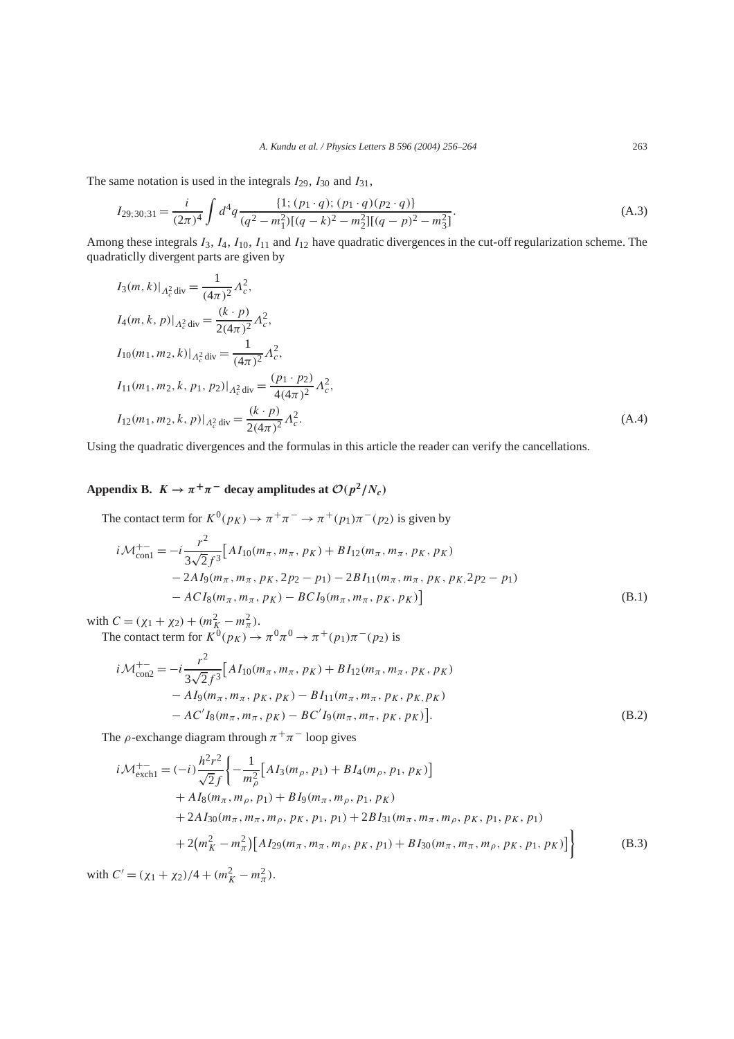The same notation is used in the integrals $I_{29}$, $I_{30}$ and $I_{31}$,

$$I_{29;30;31} = \frac{i}{(2\pi)^4} \int d^4q \frac{\{1; (p_1 \cdot q); (p_1 \cdot q)(p_2 \cdot q)\}}{(q^2 - m_1^2)[(q-k)^2 - m_2^2][(q-p)^2 - m_3^2]}. \tag{A.3}$$

Among these integrals $I_3$, $I_4$, $I_{10}$, $I_{11}$ and $I_{12}$ have quadratic divergences in the cut-off regularization scheme. The quadraticlly divergent parts are given by

$$\begin{aligned}
I_3(m,k)|_{\Lambda_c^2\,\mathrm{div}} &= \frac{1}{(4\pi)^2}\Lambda_c^2, \\
I_4(m,k,p)|_{\Lambda_c^2\,\mathrm{div}} &= \frac{(k \cdot p)}{2(4\pi)^2}\Lambda_c^2, \\
I_{10}(m_1,m_2,k)|_{\Lambda_c^2\,\mathrm{div}} &= \frac{1}{(4\pi)^2}\Lambda_c^2, \\
I_{11}(m_1,m_2,k,p_1,p_2)|_{\Lambda_c^2\,\mathrm{div}} &= \frac{(p_1 \cdot p_2)}{4(4\pi)^2}\Lambda_c^2, \\
I_{12}(m_1,m_2,k,p)|_{\Lambda_c^2\,\mathrm{div}} &= \frac{(k \cdot p)}{2(4\pi)^2}\Lambda_c^2.
\end{aligned} \tag{A.4}$$

Using the quadratic divergences and the formulas in this article the reader can verify the cancellations.

## Appendix B. $K \to \pi^+\pi^-$ decay amplitudes at $\mathcal{O}(p^2/N_c)$

The contact term for $K^0(p_K) \to \pi^+\pi^- \to \pi^+(p_1)\pi^-(p_2)$ is given by

$$\begin{aligned}
i\mathcal{M}^{+-}_{\mathrm{con1}} = -i\frac{r^2}{3\sqrt{2}f^3}\big[&AI_{10}(m_\pi,m_\pi,p_K) + BI_{12}(m_\pi,m_\pi,p_K,p_K) \\
&- 2AI_9(m_\pi,m_\pi,p_K,2p_2-p_1) - 2BI_{11}(m_\pi,m_\pi,p_K,p_K,2p_2-p_1) \\
&- ACI_8(m_\pi,m_\pi,p_K) - BCI_9(m_\pi,m_\pi,p_K,p_K)\big]
\end{aligned} \tag{B.1}$$

with $C = (\chi_1+\chi_2) + (m_K^2 - m_\pi^2)$.

The contact term for $K^0(p_K) \to \pi^0\pi^0 \to \pi^+(p_1)\pi^-(p_2)$ is

$$\begin{aligned}
i\mathcal{M}^{+-}_{\mathrm{con2}} = -i\frac{r^2}{3\sqrt{2}f^3}\big[&AI_{10}(m_\pi,m_\pi,p_K) + BI_{12}(m_\pi,m_\pi,p_K,p_K) \\
&- AI_9(m_\pi,m_\pi,p_K,p_K) - BI_{11}(m_\pi,m_\pi,p_K,p_K,p_K) \\
&- AC'I_8(m_\pi,m_\pi,p_K) - BC'I_9(m_\pi,m_\pi,p_K,p_K)\big].
\end{aligned} \tag{B.2}$$

The $\rho$-exchange diagram through $\pi^+\pi^-$ loop gives

$$\begin{aligned}
i\mathcal{M}^{+-}_{\mathrm{exch1}} = (-i)\frac{h^2r^2}{\sqrt{2}f}\bigg\{&-\frac{1}{m_\rho^2}\big[AI_3(m_\rho,p_1) + BI_4(m_\rho,p_1,p_K)\big] \\
&+ AI_8(m_\pi,m_\rho,p_1) + BI_9(m_\pi,m_\rho,p_1,p_K) \\
&+ 2AI_{30}(m_\pi,m_\pi,m_\rho,p_K,p_1,p_1) + 2BI_{31}(m_\pi,m_\pi,m_\rho,p_K,p_1,p_K,p_1) \\
&+ 2\big(m_K^2 - m_\pi^2\big)\big[AI_{29}(m_\pi,m_\pi,m_\rho,p_K,p_1) + BI_{30}(m_\pi,m_\pi,m_\rho,p_K,p_1,p_K)\big]\bigg\}
\end{aligned} \tag{B.3}$$

with $C' = (\chi_1+\chi_2)/4 + (m_K^2 - m_\pi^2)$.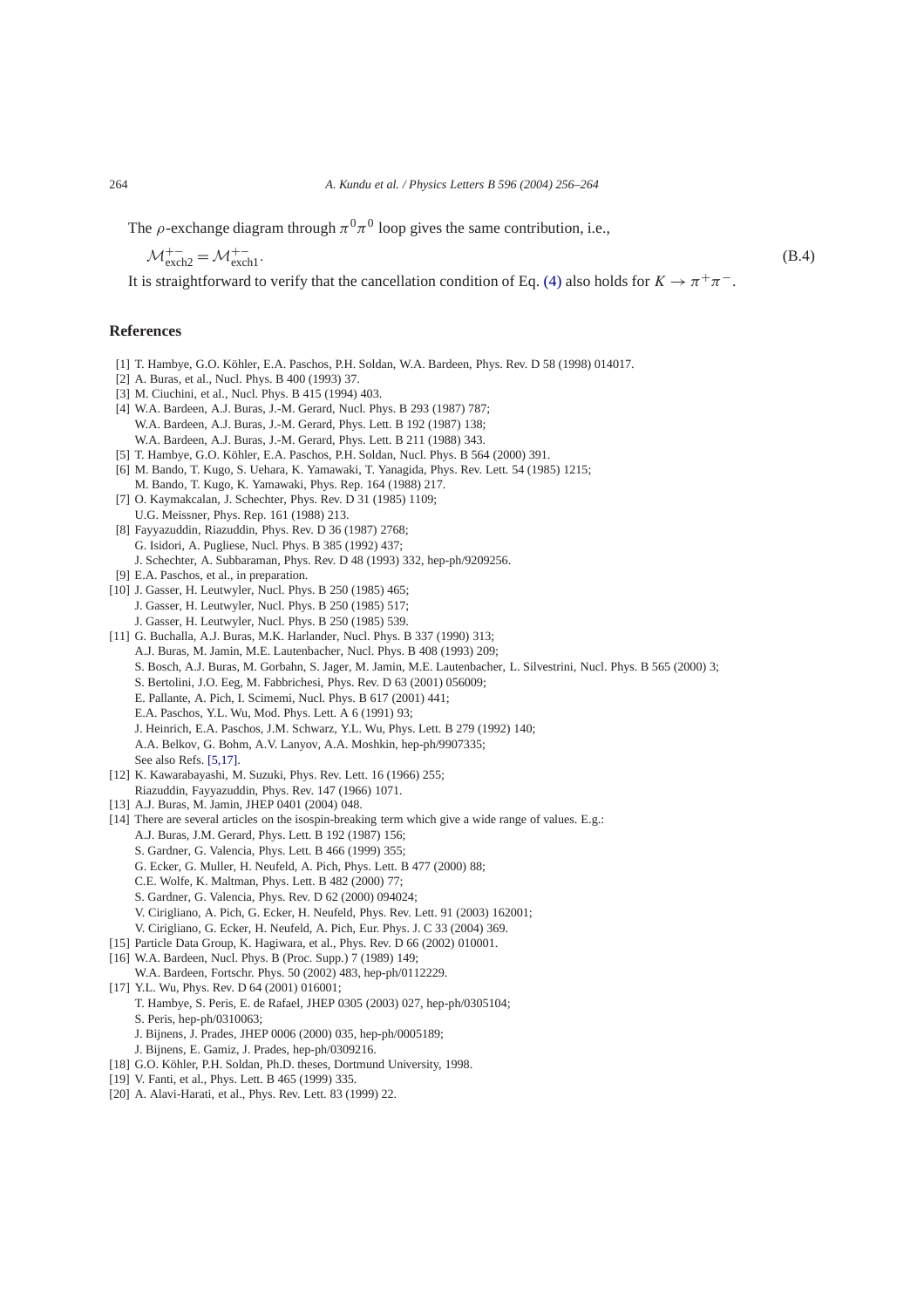The $\rho$-exchange diagram through $\pi^0\pi^0$ loop gives the same contribution, i.e.,

$$\mathcal{M}^{+-}_{\text{exch2}} = \mathcal{M}^{+-}_{\text{exch1}}. \tag{B.4}$$

It is straightforward to verify that the cancellation condition of Eq. (4) also holds for $K \to \pi^+\pi^-$.

## References

[1] T. Hambye, G.O. Köhler, E.A. Paschos, P.H. Soldan, W.A. Bardeen, Phys. Rev. D 58 (1998) 014017.
[2] A. Buras, et al., Nucl. Phys. B 400 (1993) 37.
[3] M. Ciuchini, et al., Nucl. Phys. B 415 (1994) 403.
[4] W.A. Bardeen, A.J. Buras, J.-M. Gerard, Nucl. Phys. B 293 (1987) 787;
W.A. Bardeen, A.J. Buras, J.-M. Gerard, Phys. Lett. B 192 (1987) 138;
W.A. Bardeen, A.J. Buras, J.-M. Gerard, Phys. Lett. B 211 (1988) 343.
[5] T. Hambye, G.O. Köhler, E.A. Paschos, P.H. Soldan, Nucl. Phys. B 564 (2000) 391.
[6] M. Bando, T. Kugo, S. Uehara, K. Yamawaki, T. Yanagida, Phys. Rev. Lett. 54 (1985) 1215;
M. Bando, T. Kugo, K. Yamawaki, Phys. Rep. 164 (1988) 217.
[7] O. Kaymakcalan, J. Schechter, Phys. Rev. D 31 (1985) 1109;
U.G. Meissner, Phys. Rep. 161 (1988) 213.
[8] Fayyazuddin, Riazuddin, Phys. Rev. D 36 (1987) 2768;
G. Isidori, A. Pugliese, Nucl. Phys. B 385 (1992) 437;
J. Schechter, A. Subbaraman, Phys. Rev. D 48 (1993) 332, hep-ph/9209256.
[9] E.A. Paschos, et al., in preparation.
[10] J. Gasser, H. Leutwyler, Nucl. Phys. B 250 (1985) 465;
J. Gasser, H. Leutwyler, Nucl. Phys. B 250 (1985) 517;
J. Gasser, H. Leutwyler, Nucl. Phys. B 250 (1985) 539.
[11] G. Buchalla, A.J. Buras, M.K. Harlander, Nucl. Phys. B 337 (1990) 313;
A.J. Buras, M. Jamin, M.E. Lautenbacher, Nucl. Phys. B 408 (1993) 209;
S. Bosch, A.J. Buras, M. Gorbahn, S. Jager, M. Jamin, M.E. Lautenbacher, L. Silvestrini, Nucl. Phys. B 565 (2000) 3;
S. Bertolini, J.O. Eeg, M. Fabbrichesi, Phys. Rev. D 63 (2001) 056009;
E. Pallante, A. Pich, I. Scimemi, Nucl. Phys. B 617 (2001) 441;
E.A. Paschos, Y.L. Wu, Mod. Phys. Lett. A 6 (1991) 93;
J. Heinrich, E.A. Paschos, J.M. Schwarz, Y.L. Wu, Phys. Lett. B 279 (1992) 140;
A.A. Belkov, G. Bohm, A.V. Lanyov, A.A. Moshkin, hep-ph/9907335;
See also Refs. [5,17].
[12] K. Kawarabayashi, M. Suzuki, Phys. Rev. Lett. 16 (1966) 255;
Riazuddin, Fayyazuddin, Phys. Rev. 147 (1966) 1071.
[13] A.J. Buras, M. Jamin, JHEP 0401 (2004) 048.
[14] There are several articles on the isospin-breaking term which give a wide range of values. E.g.:
A.J. Buras, J.M. Gerard, Phys. Lett. B 192 (1987) 156;
S. Gardner, G. Valencia, Phys. Lett. B 466 (1999) 355;
G. Ecker, G. Muller, H. Neufeld, A. Pich, Phys. Lett. B 477 (2000) 88;
C.E. Wolfe, K. Maltman, Phys. Lett. B 482 (2000) 77;
S. Gardner, G. Valencia, Phys. Rev. D 62 (2000) 094024;
V. Cirigliano, A. Pich, G. Ecker, H. Neufeld, Phys. Rev. Lett. 91 (2003) 162001;
V. Cirigliano, G. Ecker, H. Neufeld, A. Pich, Eur. Phys. J. C 33 (2004) 369.
[15] Particle Data Group, K. Hagiwara, et al., Phys. Rev. D 66 (2002) 010001.
[16] W.A. Bardeen, Nucl. Phys. B (Proc. Supp.) 7 (1989) 149;
W.A. Bardeen, Fortschr. Phys. 50 (2002) 483, hep-ph/0112229.
[17] Y.L. Wu, Phys. Rev. D 64 (2001) 016001;
T. Hambye, S. Peris, E. de Rafael, JHEP 0305 (2003) 027, hep-ph/0305104;
S. Peris, hep-ph/0310063;
J. Bijnens, J. Prades, JHEP 0006 (2000) 035, hep-ph/0005189;
J. Bijnens, E. Gamiz, J. Prades, hep-ph/0309216.
[18] G.O. Köhler, P.H. Soldan, Ph.D. theses, Dortmund University, 1998.
[19] V. Fanti, et al., Phys. Lett. B 465 (1999) 335.
[20] A. Alavi-Harati, et al., Phys. Rev. Lett. 83 (1999) 22.